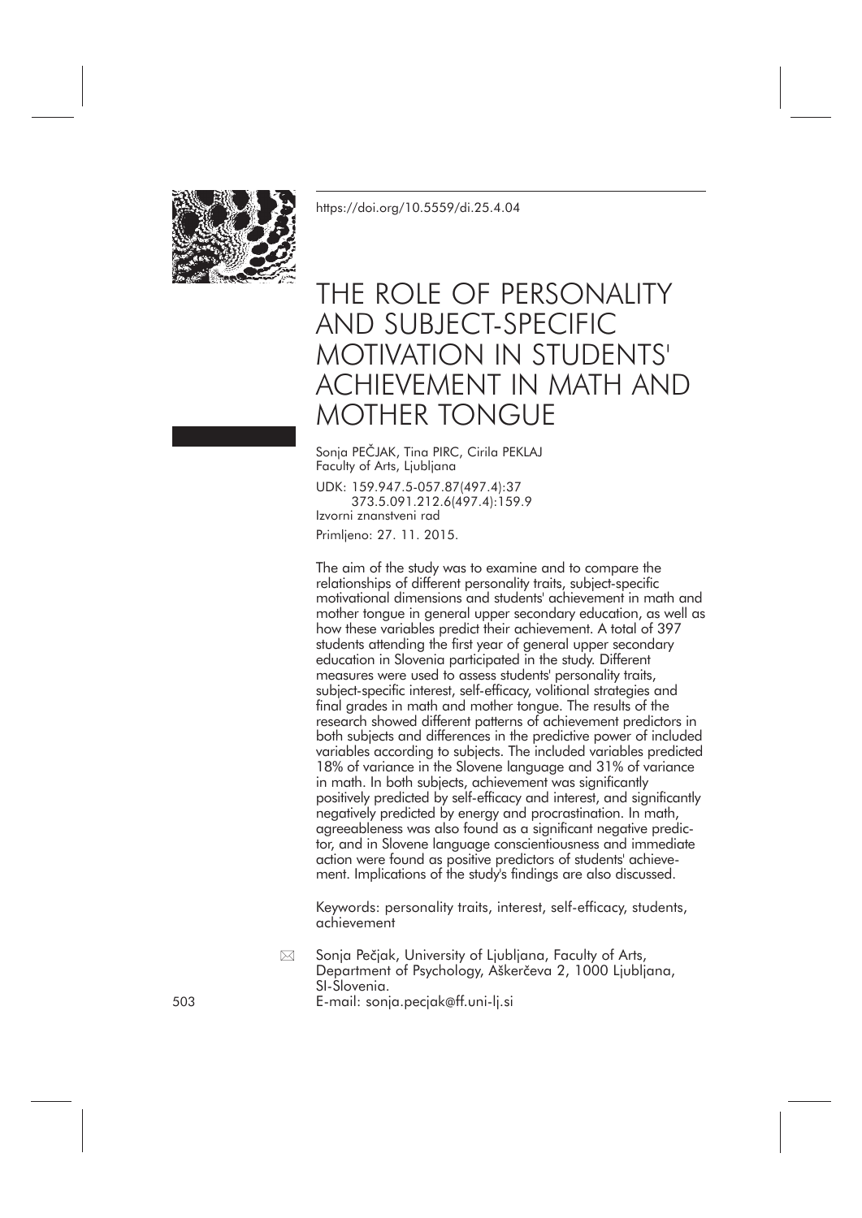https://doi.org/10.5559/di.25.4.04

# THE ROLE OF PERSONALITY AND SUBJECT-SPECIFIC MOTIVATION IN STUDENTS' ACHIEVEMENT IN MATH AND MOTHER TONGUE

Sonja PEČJAK, Tina PIRC, Cirila PEKLAJ
Faculty of Arts, Ljubljana

UDK: 159.947.5-057.87(497.4):37
373.5.091.212.6(497.4):159.9
Izvorni znanstveni rad

Primljeno: 27. 11. 2015.

The aim of the study was to examine and to compare the relationships of different personality traits, subject-specific motivational dimensions and students' achievement in math and mother tongue in general upper secondary education, as well as how these variables predict their achievement. A total of 397 students attending the first year of general upper secondary education in Slovenia participated in the study. Different measures were used to assess students' personality traits, subject-specific interest, self-efficacy, volitional strategies and final grades in math and mother tongue. The results of the research showed different patterns of achievement predictors in both subjects and differences in the predictive power of included variables according to subjects. The included variables predicted 18% of variance in the Slovene language and 31% of variance in math. In both subjects, achievement was significantly positively predicted by self-efficacy and interest, and significantly negatively predicted by energy and procrastination. In math, agreeableness was also found as a significant negative predictor, and in Slovene language conscientiousness and immediate action were found as positive predictors of students' achievement. Implications of the study's findings are also discussed.

Keywords: personality traits, interest, self-efficacy, students, achievement

Sonja Pečjak, University of Ljubljana, Faculty of Arts, Department of Psychology, Aškerčeva 2, 1000 Ljubljana, SI-Slovenia.
E-mail: sonja.pecjak@ff.uni-lj.si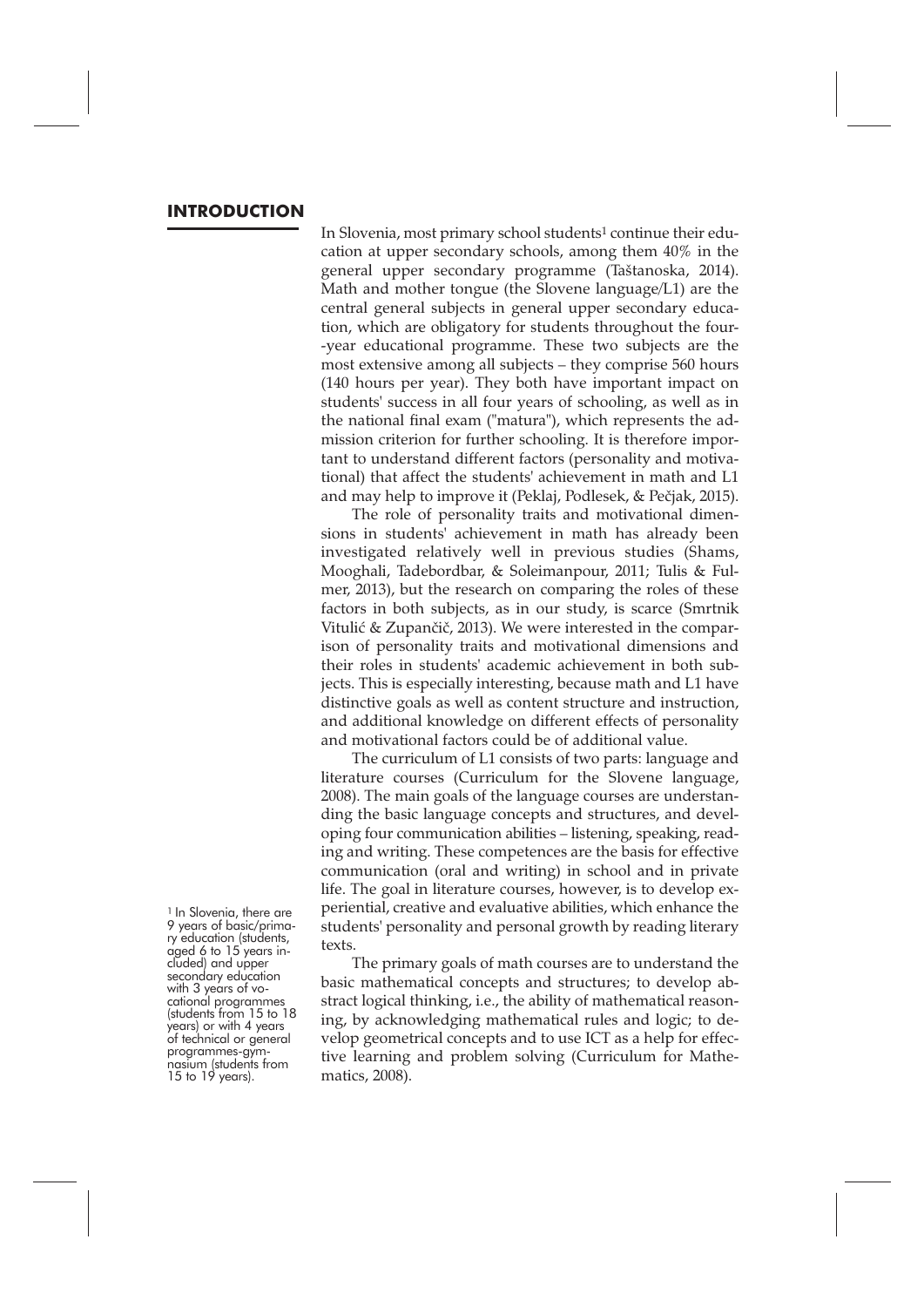## INTRODUCTION

In Slovenia, most primary school students[1] continue their education at upper secondary schools, among them 40% in the general upper secondary programme (Taštanoska, 2014). Math and mother tongue (the Slovene language/L1) are the central general subjects in general upper secondary education, which are obligatory for students throughout the four-year educational programme. These two subjects are the most extensive among all subjects – they comprise 560 hours (140 hours per year). They both have important impact on students' success in all four years of schooling, as well as in the national final exam ("matura"), which represents the admission criterion for further schooling. It is therefore important to understand different factors (personality and motivational) that affect the students' achievement in math and L1 and may help to improve it (Peklaj, Podlesek, & Pečjak, 2015).

The role of personality traits and motivational dimensions in students' achievement in math has already been investigated relatively well in previous studies (Shams, Mooghali, Tadebordbar, & Soleimanpour, 2011; Tulis & Fulmer, 2013), but the research on comparing the roles of these factors in both subjects, as in our study, is scarce (Smrtnik Vitulić & Zupančič, 2013). We were interested in the comparison of personality traits and motivational dimensions and their roles in students' academic achievement in both subjects. This is especially interesting, because math and L1 have distinctive goals as well as content structure and instruction, and additional knowledge on different effects of personality and motivational factors could be of additional value.

The curriculum of L1 consists of two parts: language and literature courses (Curriculum for the Slovene language, 2008). The main goals of the language courses are understanding the basic language concepts and structures, and developing four communication abilities – listening, speaking, reading and writing. These competences are the basis for effective communication (oral and writing) in school and in private life. The goal in literature courses, however, is to develop experiential, creative and evaluative abilities, which enhance the students' personality and personal growth by reading literary texts.

The primary goals of math courses are to understand the basic mathematical concepts and structures; to develop abstract logical thinking, i.e., the ability of mathematical reasoning, by acknowledging mathematical rules and logic; to develop geometrical concepts and to use ICT as a help for effective learning and problem solving (Curriculum for Mathematics, 2008).

[1] In Slovenia, there are 9 years of basic/primary education (students, aged 6 to 15 years included) and upper secondary education with 3 years of vocational programmes (students from 15 to 18 years) or with 4 years of technical or general programmes-gymnasium (students from 15 to 19 years).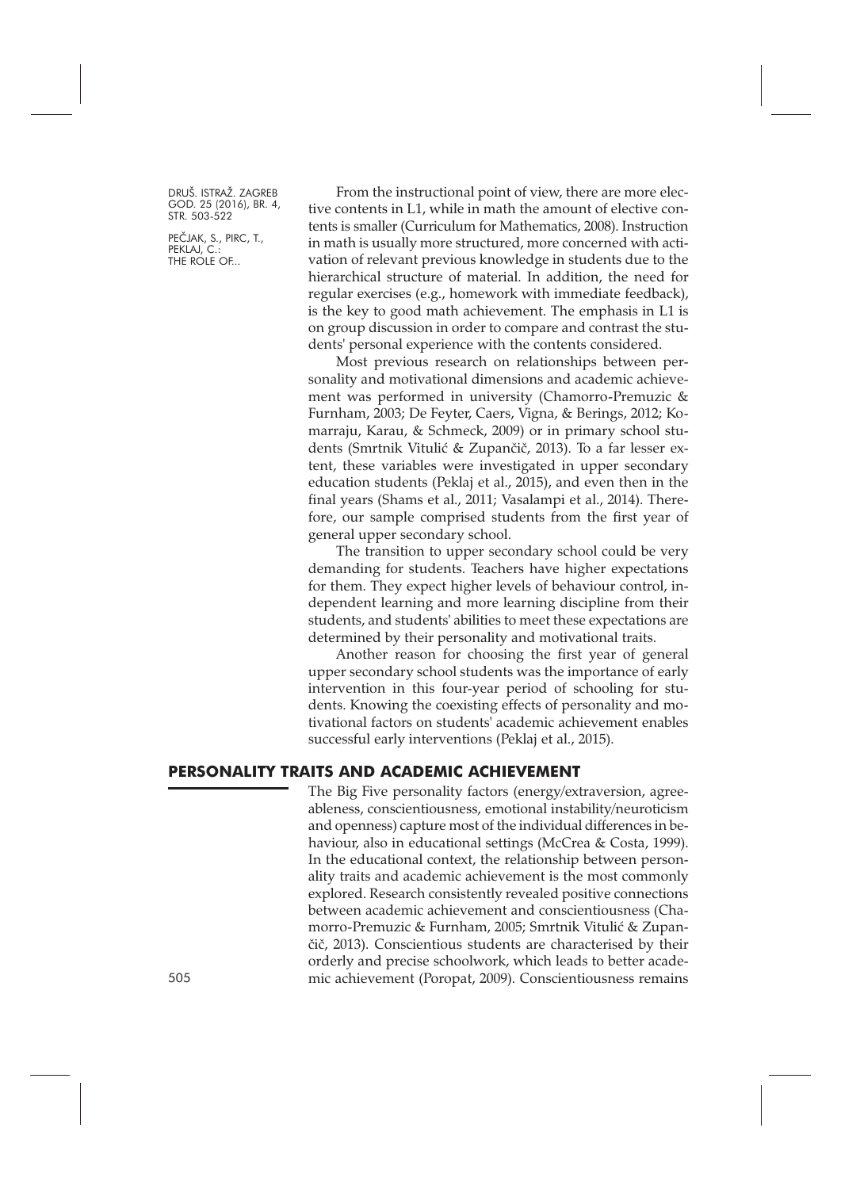From the instructional point of view, there are more elective contents in L1, while in math the amount of elective contents is smaller (Curriculum for Mathematics, 2008). Instruction in math is usually more structured, more concerned with activation of relevant previous knowledge in students due to the hierarchical structure of material. In addition, the need for regular exercises (e.g., homework with immediate feedback), is the key to good math achievement. The emphasis in L1 is on group discussion in order to compare and contrast the students' personal experience with the contents considered.

Most previous research on relationships between personality and motivational dimensions and academic achievement was performed in university (Chamorro-Premuzic & Furnham, 2003; De Feyter, Caers, Vigna, & Berings, 2012; Komarraju, Karau, & Schmeck, 2009) or in primary school students (Smrtnik Vitulić & Zupančič, 2013). To a far lesser extent, these variables were investigated in upper secondary education students (Peklaj et al., 2015), and even then in the final years (Shams et al., 2011; Vasalampi et al., 2014). Therefore, our sample comprised students from the first year of general upper secondary school.

The transition to upper secondary school could be very demanding for students. Teachers have higher expectations for them. They expect higher levels of behaviour control, independent learning and more learning discipline from their students, and students' abilities to meet these expectations are determined by their personality and motivational traits.

Another reason for choosing the first year of general upper secondary school students was the importance of early intervention in this four-year period of schooling for students. Knowing the coexisting effects of personality and motivational factors on students' academic achievement enables successful early interventions (Peklaj et al., 2015).

## PERSONALITY TRAITS AND ACADEMIC ACHIEVEMENT

The Big Five personality factors (energy/extraversion, agreeableness, conscientiousness, emotional instability/neuroticism and openness) capture most of the individual differences in behaviour, also in educational settings (McCrea & Costa, 1999). In the educational context, the relationship between personality traits and academic achievement is the most commonly explored. Research consistently revealed positive connections between academic achievement and conscientiousness (Chamorro-Premuzic & Furnham, 2005; Smrtnik Vitulić & Zupančič, 2013). Conscientious students are characterised by their orderly and precise schoolwork, which leads to better academic achievement (Poropat, 2009). Conscientiousness remains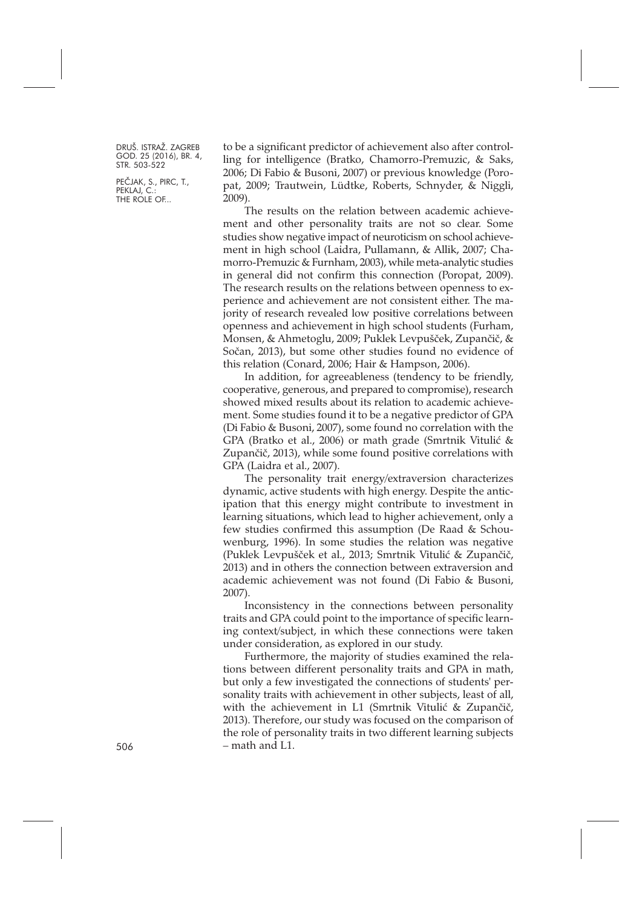to be a significant predictor of achievement also after controlling for intelligence (Bratko, Chamorro-Premuzic, & Saks, 2006; Di Fabio & Busoni, 2007) or previous knowledge (Poropat, 2009; Trautwein, Lüdtke, Roberts, Schnyder, & Niggli, 2009).

The results on the relation between academic achievement and other personality traits are not so clear. Some studies show negative impact of neuroticism on school achievement in high school (Laidra, Pullamann, & Allik, 2007; Chamorro-Premuzic & Furnham, 2003), while meta-analytic studies in general did not confirm this connection (Poropat, 2009). The research results on the relations between openness to experience and achievement are not consistent either. The majority of research revealed low positive correlations between openness and achievement in high school students (Furham, Monsen, & Ahmetoglu, 2009; Puklek Levpušček, Zupančič, & Sočan, 2013), but some other studies found no evidence of this relation (Conard, 2006; Hair & Hampson, 2006).

In addition, for agreeableness (tendency to be friendly, cooperative, generous, and prepared to compromise), research showed mixed results about its relation to academic achievement. Some studies found it to be a negative predictor of GPA (Di Fabio & Busoni, 2007), some found no correlation with the GPA (Bratko et al., 2006) or math grade (Smrtnik Vitulić & Zupančič, 2013), while some found positive correlations with GPA (Laidra et al., 2007).

The personality trait energy/extraversion characterizes dynamic, active students with high energy. Despite the anticipation that this energy might contribute to investment in learning situations, which lead to higher achievement, only a few studies confirmed this assumption (De Raad & Schouwenburg, 1996). In some studies the relation was negative (Puklek Levpušček et al., 2013; Smrtnik Vitulić & Zupančič, 2013) and in others the connection between extraversion and academic achievement was not found (Di Fabio & Busoni, 2007).

Inconsistency in the connections between personality traits and GPA could point to the importance of specific learning context/subject, in which these connections were taken under consideration, as explored in our study.

Furthermore, the majority of studies examined the relations between different personality traits and GPA in math, but only a few investigated the connections of students' personality traits with achievement in other subjects, least of all, with the achievement in L1 (Smrtnik Vitulić & Zupančič, 2013). Therefore, our study was focused on the comparison of the role of personality traits in two different learning subjects – math and L1.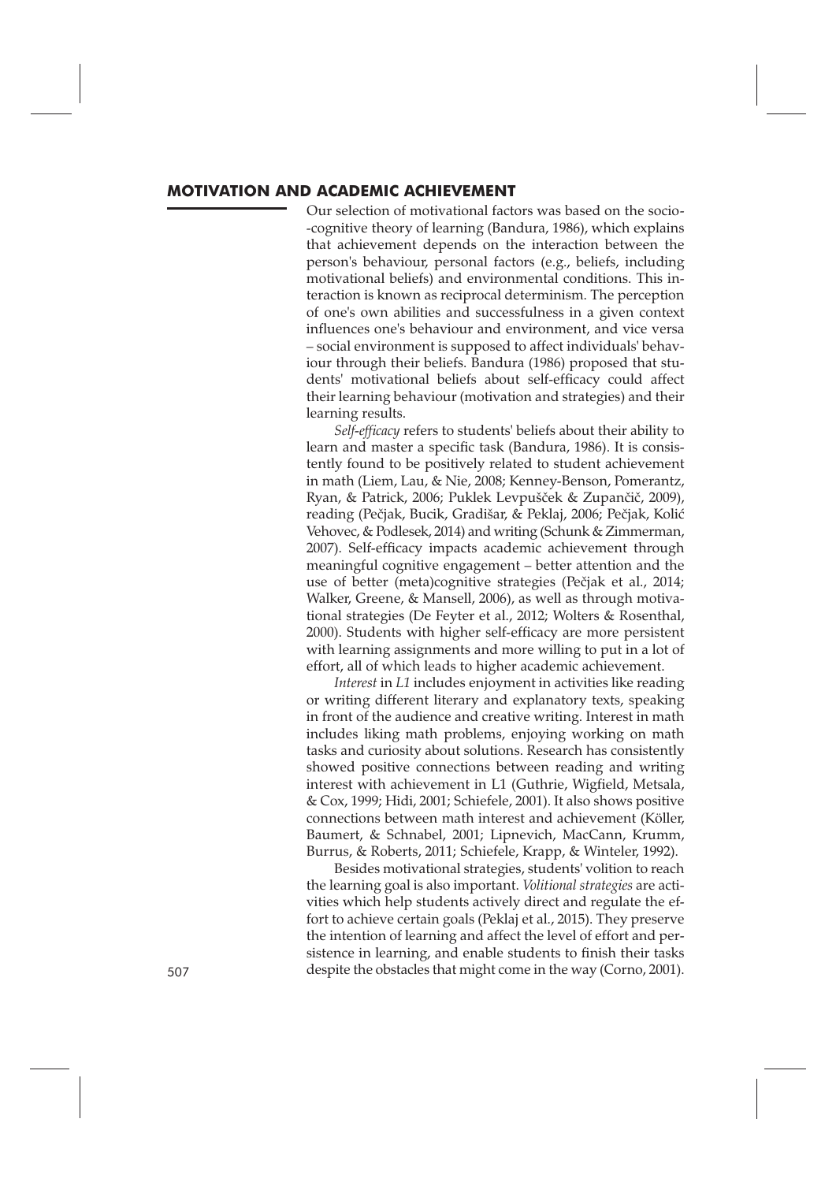## MOTIVATION AND ACADEMIC ACHIEVEMENT

Our selection of motivational factors was based on the socio-cognitive theory of learning (Bandura, 1986), which explains that achievement depends on the interaction between the person's behaviour, personal factors (e.g., beliefs, including motivational beliefs) and environmental conditions. This interaction is known as reciprocal determinism. The perception of one's own abilities and successfulness in a given context influences one's behaviour and environment, and vice versa – social environment is supposed to affect individuals' behaviour through their beliefs. Bandura (1986) proposed that students' motivational beliefs about self-efficacy could affect their learning behaviour (motivation and strategies) and their learning results.

*Self-efficacy* refers to students' beliefs about their ability to learn and master a specific task (Bandura, 1986). It is consistently found to be positively related to student achievement in math (Liem, Lau, & Nie, 2008; Kenney-Benson, Pomerantz, Ryan, & Patrick, 2006; Puklek Levpušček & Zupančič, 2009), reading (Pečjak, Bucik, Gradišar, & Peklaj, 2006; Pečjak, Kolić Vehovec, & Podlesek, 2014) and writing (Schunk & Zimmerman, 2007). Self-efficacy impacts academic achievement through meaningful cognitive engagement – better attention and the use of better (meta)cognitive strategies (Pečjak et al., 2014; Walker, Greene, & Mansell, 2006), as well as through motivational strategies (De Feyter et al., 2012; Wolters & Rosenthal, 2000). Students with higher self-efficacy are more persistent with learning assignments and more willing to put in a lot of effort, all of which leads to higher academic achievement.

*Interest* in *L1* includes enjoyment in activities like reading or writing different literary and explanatory texts, speaking in front of the audience and creative writing. Interest in math includes liking math problems, enjoying working on math tasks and curiosity about solutions. Research has consistently showed positive connections between reading and writing interest with achievement in L1 (Guthrie, Wigfield, Metsala, & Cox, 1999; Hidi, 2001; Schiefele, 2001). It also shows positive connections between math interest and achievement (Köller, Baumert, & Schnabel, 2001; Lipnevich, MacCann, Krumm, Burrus, & Roberts, 2011; Schiefele, Krapp, & Winteler, 1992).

Besides motivational strategies, students' volition to reach the learning goal is also important. *Volitional strategies* are activities which help students actively direct and regulate the effort to achieve certain goals (Peklaj et al., 2015). They preserve the intention of learning and affect the level of effort and persistence in learning, and enable students to finish their tasks despite the obstacles that might come in the way (Corno, 2001).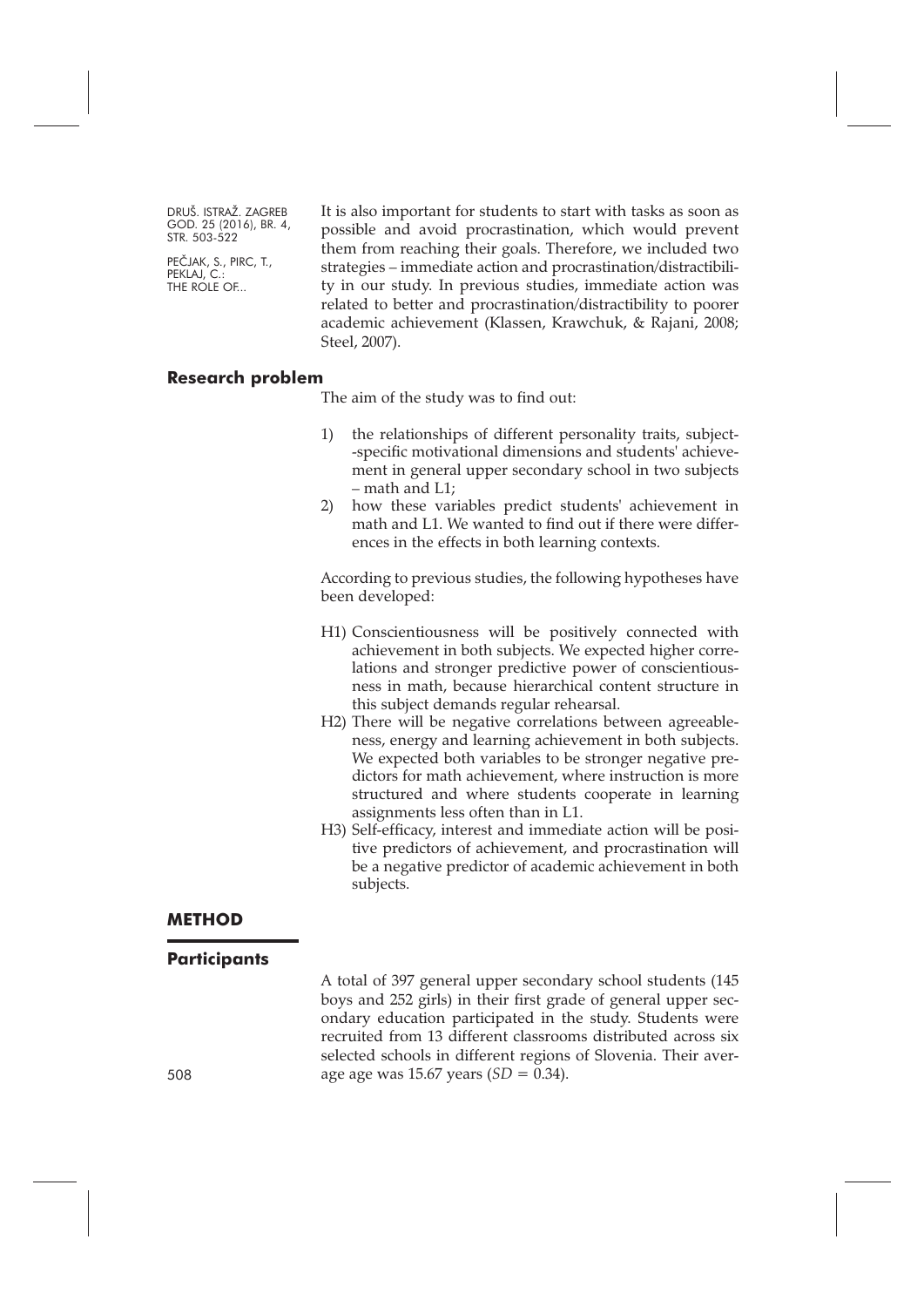It is also important for students to start with tasks as soon as possible and avoid procrastination, which would prevent them from reaching their goals. Therefore, we included two strategies – immediate action and procrastination/distractibility in our study. In previous studies, immediate action was related to better and procrastination/distractibility to poorer academic achievement (Klassen, Krawchuk, & Rajani, 2008; Steel, 2007).

## Research problem

The aim of the study was to find out:

1) the relationships of different personality traits, subject-specific motivational dimensions and students' achievement in general upper secondary school in two subjects – math and L1;
2) how these variables predict students' achievement in math and L1. We wanted to find out if there were differences in the effects in both learning contexts.

According to previous studies, the following hypotheses have been developed:

H1) Conscientiousness will be positively connected with achievement in both subjects. We expected higher correlations and stronger predictive power of conscientiousness in math, because hierarchical content structure in this subject demands regular rehearsal.

H2) There will be negative correlations between agreeableness, energy and learning achievement in both subjects. We expected both variables to be stronger negative predictors for math achievement, where instruction is more structured and where students cooperate in learning assignments less often than in L1.

H3) Self-efficacy, interest and immediate action will be positive predictors of achievement, and procrastination will be a negative predictor of academic achievement in both subjects.

## METHOD

### Participants

A total of 397 general upper secondary school students (145 boys and 252 girls) in their first grade of general upper secondary education participated in the study. Students were recruited from 13 different classrooms distributed across six selected schools in different regions of Slovenia. Their average age was 15.67 years ($SD = 0.34$).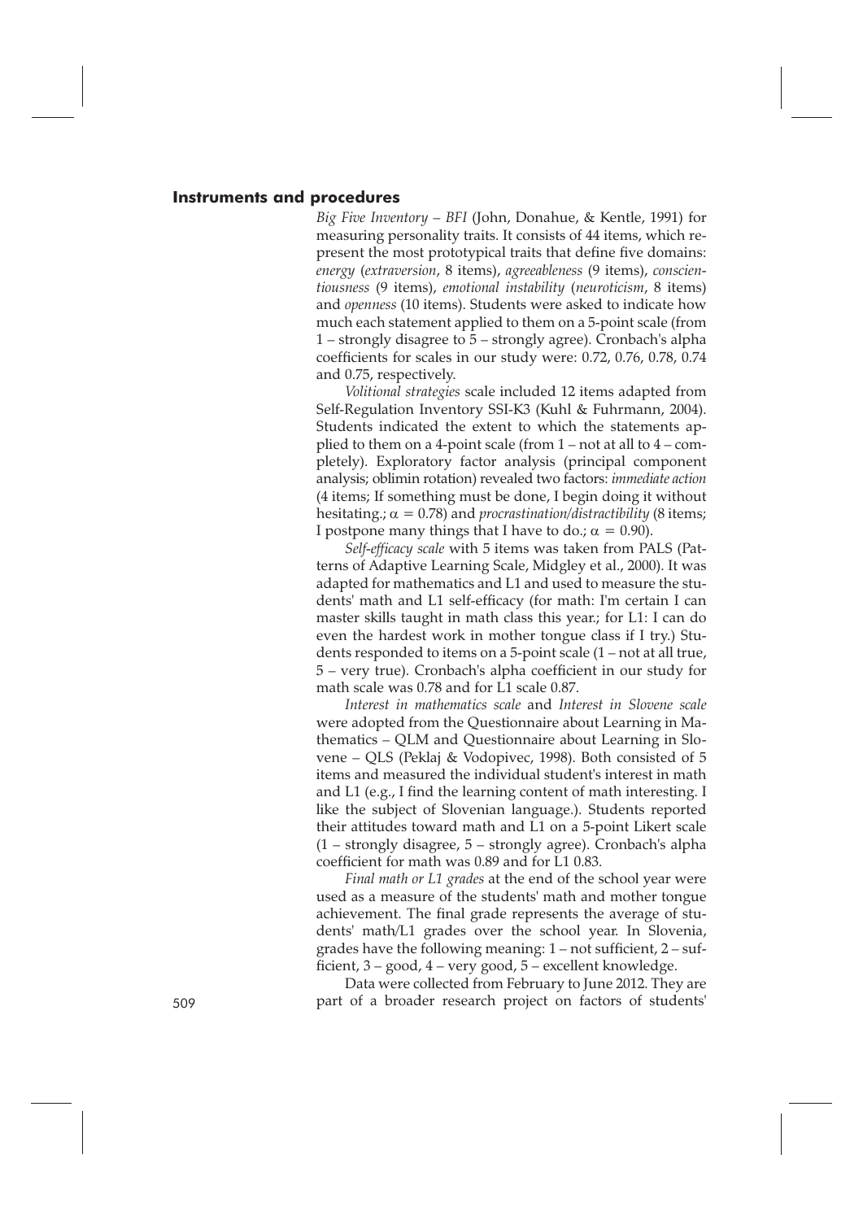## Instruments and procedures

*Big Five Inventory – BFI* (John, Donahue, & Kentle, 1991) for measuring personality traits. It consists of 44 items, which represent the most prototypical traits that define five domains: *energy* (*extraversion*, 8 items), *agreeableness* (9 items), *conscientiousness* (9 items), *emotional instability* (*neuroticism*, 8 items) and *openness* (10 items). Students were asked to indicate how much each statement applied to them on a 5-point scale (from 1 – strongly disagree to 5 – strongly agree). Cronbach's alpha coefficients for scales in our study were: 0.72, 0.76, 0.78, 0.74 and 0.75, respectively.

*Volitional strategies* scale included 12 items adapted from Self-Regulation Inventory SSI-K3 (Kuhl & Fuhrmann, 2004). Students indicated the extent to which the statements applied to them on a 4-point scale (from 1 – not at all to 4 – completely). Exploratory factor analysis (principal component analysis; oblimin rotation) revealed two factors: *immediate action* (4 items; If something must be done, I begin doing it without hesitating.; $\alpha = 0.78$) and *procrastination/distractibility* (8 items; I postpone many things that I have to do.; $\alpha = 0.90$).

*Self-efficacy scale* with 5 items was taken from PALS (Patterns of Adaptive Learning Scale, Midgley et al., 2000). It was adapted for mathematics and L1 and used to measure the students' math and L1 self-efficacy (for math: I'm certain I can master skills taught in math class this year.; for L1: I can do even the hardest work in mother tongue class if I try.) Students responded to items on a 5-point scale (1 – not at all true, 5 – very true). Cronbach's alpha coefficient in our study for math scale was 0.78 and for L1 scale 0.87.

*Interest in mathematics scale* and *Interest in Slovene scale* were adopted from the Questionnaire about Learning in Mathematics – QLM and Questionnaire about Learning in Slovene – QLS (Peklaj & Vodopivec, 1998). Both consisted of 5 items and measured the individual student's interest in math and L1 (e.g., I find the learning content of math interesting. I like the subject of Slovenian language.). Students reported their attitudes toward math and L1 on a 5-point Likert scale (1 – strongly disagree, 5 – strongly agree). Cronbach's alpha coefficient for math was 0.89 and for L1 0.83.

*Final math or L1 grades* at the end of the school year were used as a measure of the students' math and mother tongue achievement. The final grade represents the average of students' math/L1 grades over the school year. In Slovenia, grades have the following meaning: 1 – not sufficient, 2 – sufficient, 3 – good, 4 – very good, 5 – excellent knowledge.

Data were collected from February to June 2012. They are part of a broader research project on factors of students'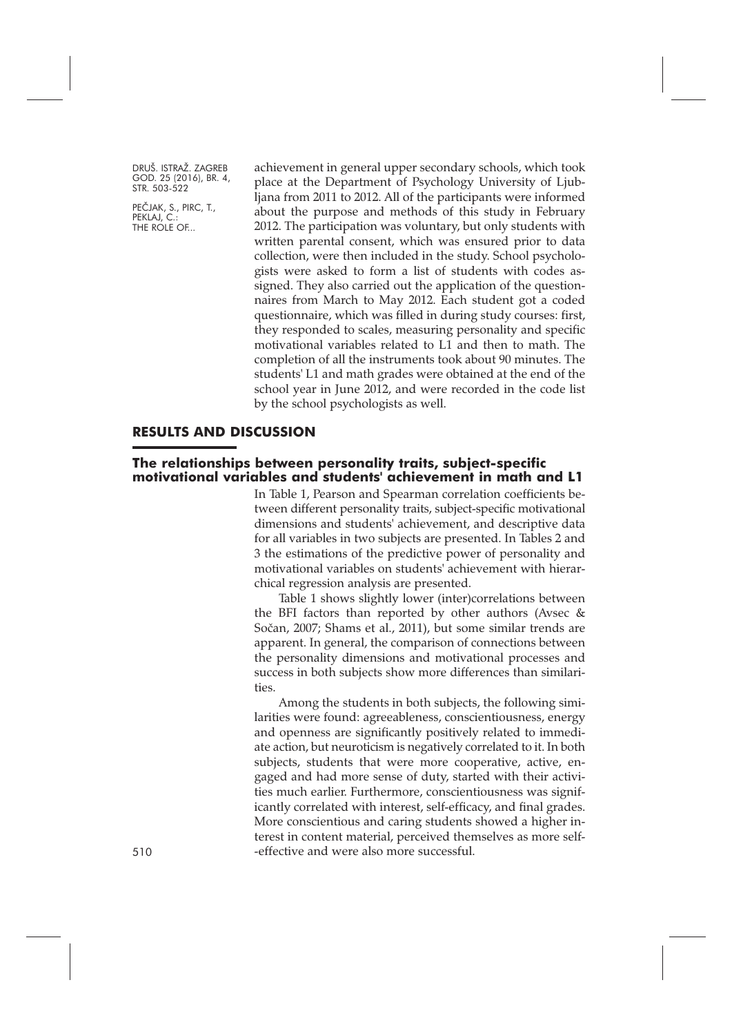achievement in general upper secondary schools, which took place at the Department of Psychology University of Ljubljana from 2011 to 2012. All of the participants were informed about the purpose and methods of this study in February 2012. The participation was voluntary, but only students with written parental consent, which was ensured prior to data collection, were then included in the study. School psychologists were asked to form a list of students with codes assigned. They also carried out the application of the questionnaires from March to May 2012. Each student got a coded questionnaire, which was filled in during study courses: first, they responded to scales, measuring personality and specific motivational variables related to L1 and then to math. The completion of all the instruments took about 90 minutes. The students' L1 and math grades were obtained at the end of the school year in June 2012, and were recorded in the code list by the school psychologists as well.

## RESULTS AND DISCUSSION

### The relationships between personality traits, subject-specific motivational variables and students' achievement in math and L1

In Table 1, Pearson and Spearman correlation coefficients between different personality traits, subject-specific motivational dimensions and students' achievement, and descriptive data for all variables in two subjects are presented. In Tables 2 and 3 the estimations of the predictive power of personality and motivational variables on students' achievement with hierarchical regression analysis are presented.

Table 1 shows slightly lower (inter)correlations between the BFI factors than reported by other authors (Avsec & Sočan, 2007; Shams et al., 2011), but some similar trends are apparent. In general, the comparison of connections between the personality dimensions and motivational processes and success in both subjects show more differences than similarities.

Among the students in both subjects, the following similarities were found: agreeableness, conscientiousness, energy and openness are significantly positively related to immediate action, but neuroticism is negatively correlated to it. In both subjects, students that were more cooperative, active, engaged and had more sense of duty, started with their activities much earlier. Furthermore, conscientiousness was significantly correlated with interest, self-efficacy, and final grades. More conscientious and caring students showed a higher interest in content material, perceived themselves as more self-effective and were also more successful.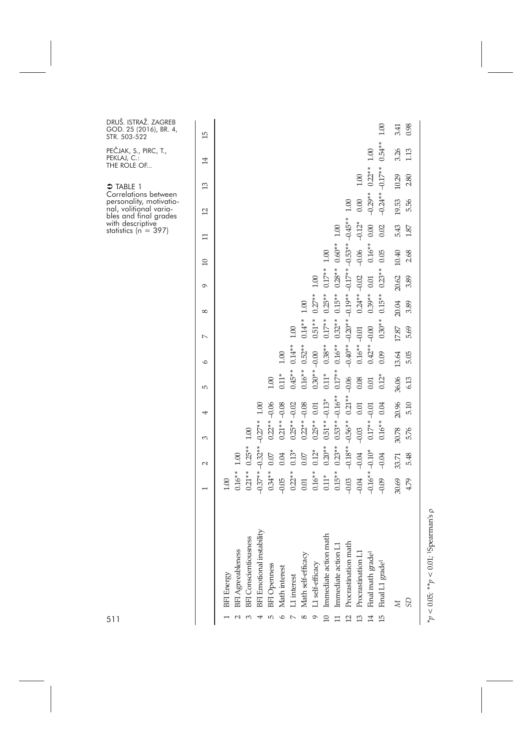**TABLE 1**
Correlations between personality, motivational, volitional variables and final grades with descriptive statistics (n = 397)

| | | 1 | 2 | 3 | 4 | 5 | 6 | 7 | 8 | 9 | 10 | 11 | 12 | 13 | 14 | 15 |
|---|---|---|---|---|---|---|---|---|---|---|---|---|---|---|---|---|
| 1 | BFI Energy | 1.00 | | | | | | | | | | | | | | |
| 2 | BFI Agreeableness | 0.16** | 1.00 | | | | | | | | | | | | | |
| 3 | BFI Conscientiousness | 0.21** | 0.25** | 1.00 | | | | | | | | | | | | |
| 4 | BFI Emotional instability | –0.37** | –0.32** | –0.27** | 1.00 | | | | | | | | | | | |
| 5 | BFI Openness | 0.34** | 0.07 | 0.22** | –0.06 | 1.00 | | | | | | | | | | |
| 6 | Math interest | –0.05 | 0.04 | 0.21** | –0.08 | 0.11* | 1.00 | | | | | | | | | |
| 7 | L1 interest | 0.22** | 0.13* | 0.25** | –0.02 | 0.45** | 0.14** | 1.00 | | | | | | | | |
| 8 | Math self-efficacy | 0.01 | 0.07 | 0.22** | –0.08 | 0.16** | 0.52** | 0.14** | 1.00 | | | | | | | |
| 9 | L1 self-efficacy | 0.16** | 0.12* | 0.25** | 0.01 | 0.30** | –0.00 | 0.51** | 0.27** | 1.00 | | | | | | |
| 10 | Immediate action math | 0.11* | 0.20** | 0.51** | –0.13* | 0.11* | 0.38** | 0.17** | 0.25** | 0.17** | 1.00 | | | | | |
| 11 | Immediate action L1 | 0.15** | 0.23** | 0.53** | –0.16** | 0.17** | 0.16** | 0.32** | 0.15** | 0.28** | 0.60** | 1.00 | | | | |
| 12 | Procrastination math | –0.03 | –0.18** | –0.56** | 0.21** | –0.06 | –0.40** | –0.20** | –0.19** | –0.17** | –0.53** | –0.45** | 1.00 | | | |
| 13 | Procrastination L1 | –0.04 | –0.04 | –0.03 | 0.01 | 0.08 | 0.16** | –0.01 | 0.24** | –0.02 | –0.06 | –0.12* | 0.00 | 1.00 | | |
| 14 | Final math grade[1] | –0.16** | –0.10* | 0.17** | –0.01 | 0.01 | 0.42** | –0.00 | 0.39** | 0.01 | 0.16** | 0.00 | –0.29** | 0.22** | 1.00 | |
| 15 | Final L1 grade[1] | –0.09 | –0.04 | 0.16** | 0.04 | 0.12* | 0.09 | 0.30** | 0.15** | 0.23** | 0.05 | 0.02 | –0.24** | –0.17** | 0.54** | 1.00 |
| | *M* | 30.69 | 33.71 | 30.78 | 20.96 | 36.06 | 13.64 | 17.87 | 20.04 | 20.62 | 10.40 | 5.43 | 19.53 | 10.29 | 3.26 | 3.41 |
| | *SD* | 4.79 | 5.48 | 5.76 | 5.10 | 6.13 | 5.05 | 5.69 | 3.89 | 3.89 | 2.68 | 1.87 | 5.56 | 2.80 | 1.13 | 0.98 |

$^{*}p < 0.05$; $^{**}p < 0.01$; [1]Spearman's ρ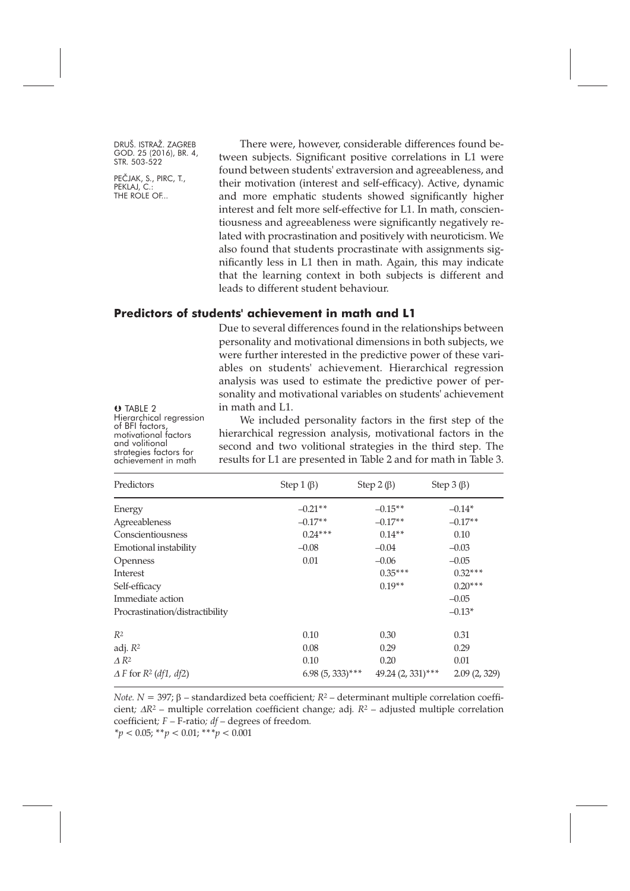There were, however, considerable differences found between subjects. Significant positive correlations in L1 were found between students' extraversion and agreeableness, and their motivation (interest and self-efficacy). Active, dynamic and more emphatic students showed significantly higher interest and felt more self-effective for L1. In math, conscientiousness and agreeableness were significantly negatively related with procrastination and positively with neuroticism. We also found that students procrastinate with assignments significantly less in L1 then in math. Again, this may indicate that the learning context in both subjects is different and leads to different student behaviour.

## Predictors of students' achievement in math and L1

Due to several differences found in the relationships between personality and motivational dimensions in both subjects, we were further interested in the predictive power of these variables on students' achievement. Hierarchical regression analysis was used to estimate the predictive power of personality and motivational variables on students' achievement in math and L1.

We included personality factors in the first step of the hierarchical regression analysis, motivational factors in the second and two volitional strategies in the third step. The results for L1 are presented in Table 2 and for math in Table 3.

TABLE 2
Hierarchical regression of BFI factors, motivational factors and volitional strategies factors for achievement in math

| Predictors | Step 1 (β) | Step 2 (β) | Step 3 (β) |
|---|---|---|---|
| Energy | –0.21** | –0.15** | –0.14* |
| Agreeableness | –0.17** | –0.17** | –0.17** |
| Conscientiousness | 0.24*** | 0.14** | 0.10 |
| Emotional instability | –0.08 | –0.04 | –0.03 |
| Openness | 0.01 | –0.06 | –0.05 |
| Interest | | 0.35*** | 0.32*** |
| Self-efficacy | | 0.19** | 0.20*** |
| Immediate action | | | –0.05 |
| Procrastination/distractibility | | | –0.13* |
| $R^2$ | 0.10 | 0.30 | 0.31 |
| adj. $R^2$ | 0.08 | 0.29 | 0.29 |
| $\Delta R^2$ | 0.10 | 0.20 | 0.01 |
| $\Delta F$ for $R^2$ ($df1$, $df2$) | 6.98 (5, 333)*** | 49.24 (2, 331)*** | 2.09 (2, 329) |

*Note.* $N = 397$; β – standardized beta coefficient; $R^2$ – determinant multiple correlation coefficient; $\Delta R^2$ – multiple correlation coefficient change; adj. $R^2$ – adjusted multiple correlation coefficient; $F$ – F-ratio; $df$ – degrees of freedom.
*$p < 0.05$; **$p < 0.01$; ***$p < 0.001$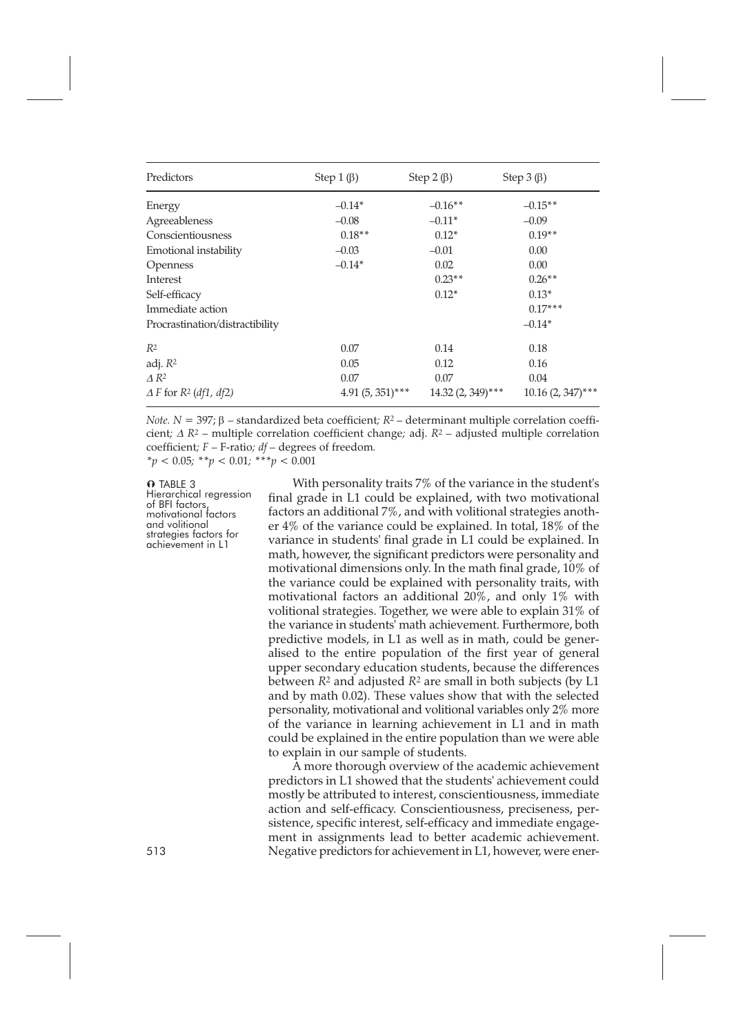| Predictors | Step 1 (β) | Step 2 (β) | Step 3 (β) |
|---|---|---|---|
| Energy | –0.14* | –0.16** | –0.15** |
| Agreeableness | –0.08 | –0.11* | –0.09 |
| Conscientiousness | 0.18** | 0.12* | 0.19** |
| Emotional instability | –0.03 | –0.01 | 0.00 |
| Openness | –0.14* | 0.02 | 0.00 |
| Interest | | 0.23** | 0.26** |
| Self-efficacy | | 0.12* | 0.13* |
| Immediate action | | | 0.17*** |
| Procrastination/distractibility | | | –0.14* |
| $R^2$ | 0.07 | 0.14 | 0.18 |
| adj. $R^2$ | 0.05 | 0.12 | 0.16 |
| $\Delta R^2$ | 0.07 | 0.07 | 0.04 |
| $\Delta F$ for $R^2$ (*df1, df2*) | 4.91 (5, 351)*** | 14.32 (2, 349)*** | 10.16 (2, 347)*** |

*Note.* $N = 397$; β – standardized beta coefficient; $R^2$ – determinant multiple correlation coefficient; $\Delta R^2$ – multiple correlation coefficient change; adj. $R^2$ – adjusted multiple correlation coefficient; $F$ – F-ratio; *df* – degrees of freedom.
$*p < 0.05$; $**p < 0.01$; $***p < 0.001$

TABLE 3
Hierarchical regression of BFI factors, motivational factors and volitional strategies factors for achievement in L1

With personality traits 7% of the variance in the student's final grade in L1 could be explained, with two motivational factors an additional 7%, and with volitional strategies another 4% of the variance could be explained. In total, 18% of the variance in students' final grade in L1 could be explained. In math, however, the significant predictors were personality and motivational dimensions only. In the math final grade, 10% of the variance could be explained with personality traits, with motivational factors an additional 20%, and only 1% with volitional strategies. Together, we were able to explain 31% of the variance in students' math achievement. Furthermore, both predictive models, in L1 as well as in math, could be generalised to the entire population of the first year of general upper secondary education students, because the differences between $R^2$ and adjusted $R^2$ are small in both subjects (by L1 and by math 0.02). These values show that with the selected personality, motivational and volitional variables only 2% more of the variance in learning achievement in L1 and in math could be explained in the entire population than we were able to explain in our sample of students.

A more thorough overview of the academic achievement predictors in L1 showed that the students' achievement could mostly be attributed to interest, conscientiousness, immediate action and self-efficacy. Conscientiousness, preciseness, persistence, specific interest, self-efficacy and immediate engagement in assignments lead to better academic achievement. Negative predictors for achievement in L1, however, were ener-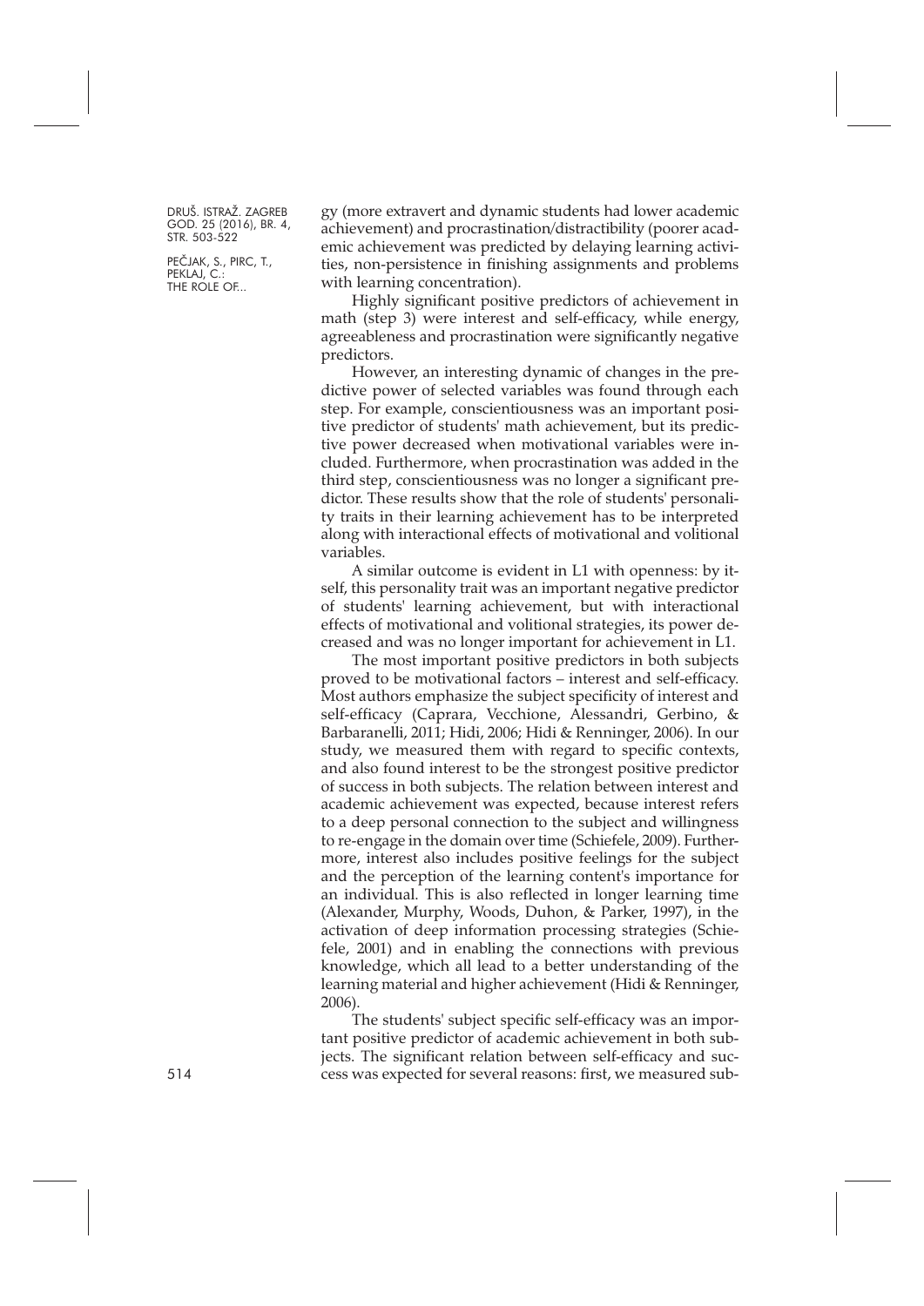gy (more extravert and dynamic students had lower academic achievement) and procrastination/distractibility (poorer academic achievement was predicted by delaying learning activities, non-persistence in finishing assignments and problems with learning concentration).

Highly significant positive predictors of achievement in math (step 3) were interest and self-efficacy, while energy, agreeableness and procrastination were significantly negative predictors.

However, an interesting dynamic of changes in the predictive power of selected variables was found through each step. For example, conscientiousness was an important positive predictor of students' math achievement, but its predictive power decreased when motivational variables were included. Furthermore, when procrastination was added in the third step, conscientiousness was no longer a significant predictor. These results show that the role of students' personality traits in their learning achievement has to be interpreted along with interactional effects of motivational and volitional variables.

A similar outcome is evident in L1 with openness: by itself, this personality trait was an important negative predictor of students' learning achievement, but with interactional effects of motivational and volitional strategies, its power decreased and was no longer important for achievement in L1.

The most important positive predictors in both subjects proved to be motivational factors – interest and self-efficacy. Most authors emphasize the subject specificity of interest and self-efficacy (Caprara, Vecchione, Alessandri, Gerbino, & Barbaranelli, 2011; Hidi, 2006; Hidi & Renninger, 2006). In our study, we measured them with regard to specific contexts, and also found interest to be the strongest positive predictor of success in both subjects. The relation between interest and academic achievement was expected, because interest refers to a deep personal connection to the subject and willingness to re-engage in the domain over time (Schiefele, 2009). Furthermore, interest also includes positive feelings for the subject and the perception of the learning content's importance for an individual. This is also reflected in longer learning time (Alexander, Murphy, Woods, Duhon, & Parker, 1997), in the activation of deep information processing strategies (Schiefele, 2001) and in enabling the connections with previous knowledge, which all lead to a better understanding of the learning material and higher achievement (Hidi & Renninger, 2006).

The students' subject specific self-efficacy was an important positive predictor of academic achievement in both subjects. The significant relation between self-efficacy and success was expected for several reasons: first, we measured sub-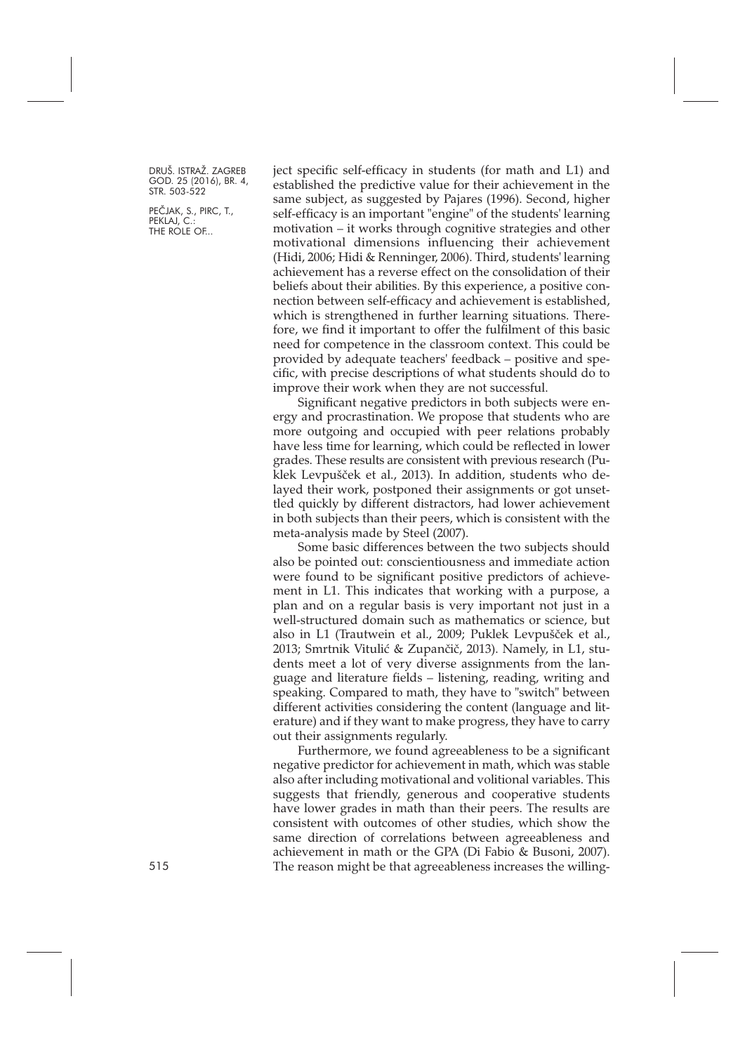ject specific self-efficacy in students (for math and L1) and established the predictive value for their achievement in the same subject, as suggested by Pajares (1996). Second, higher self-efficacy is an important "engine" of the students' learning motivation – it works through cognitive strategies and other motivational dimensions influencing their achievement (Hidi, 2006; Hidi & Renninger, 2006). Third, students' learning achievement has a reverse effect on the consolidation of their beliefs about their abilities. By this experience, a positive connection between self-efficacy and achievement is established, which is strengthened in further learning situations. Therefore, we find it important to offer the fulfilment of this basic need for competence in the classroom context. This could be provided by adequate teachers' feedback – positive and specific, with precise descriptions of what students should do to improve their work when they are not successful.

Significant negative predictors in both subjects were energy and procrastination. We propose that students who are more outgoing and occupied with peer relations probably have less time for learning, which could be reflected in lower grades. These results are consistent with previous research (Puklek Levpušček et al., 2013). In addition, students who delayed their work, postponed their assignments or got unsettled quickly by different distractors, had lower achievement in both subjects than their peers, which is consistent with the meta-analysis made by Steel (2007).

Some basic differences between the two subjects should also be pointed out: conscientiousness and immediate action were found to be significant positive predictors of achievement in L1. This indicates that working with a purpose, a plan and on a regular basis is very important not just in a well-structured domain such as mathematics or science, but also in L1 (Trautwein et al., 2009; Puklek Levpušček et al., 2013; Smrtnik Vitulić & Zupančič, 2013). Namely, in L1, students meet a lot of very diverse assignments from the language and literature fields – listening, reading, writing and speaking. Compared to math, they have to "switch" between different activities considering the content (language and literature) and if they want to make progress, they have to carry out their assignments regularly.

Furthermore, we found agreeableness to be a significant negative predictor for achievement in math, which was stable also after including motivational and volitional variables. This suggests that friendly, generous and cooperative students have lower grades in math than their peers. The results are consistent with outcomes of other studies, which show the same direction of correlations between agreeableness and achievement in math or the GPA (Di Fabio & Busoni, 2007). The reason might be that agreeableness increases the willing-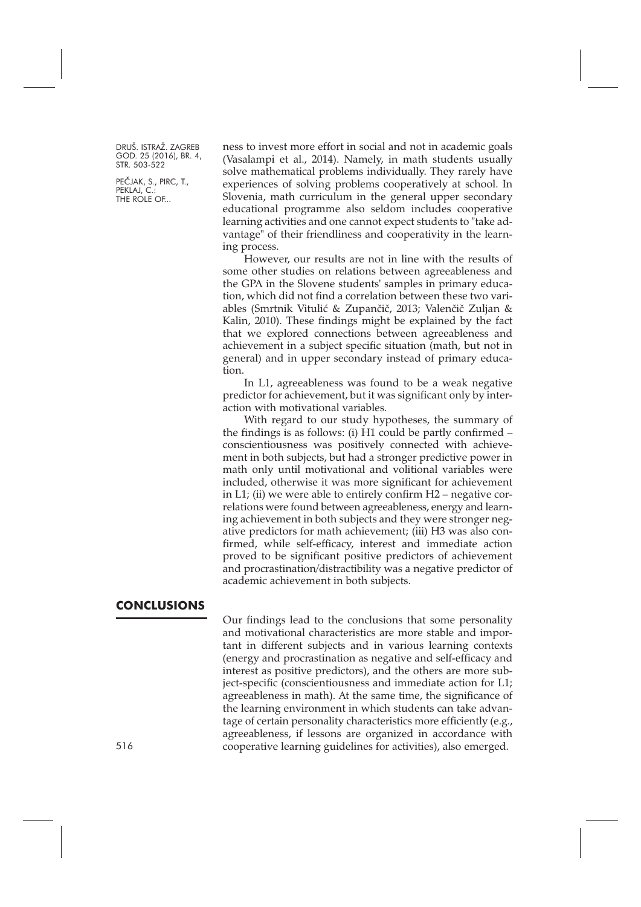ness to invest more effort in social and not in academic goals (Vasalampi et al., 2014). Namely, in math students usually solve mathematical problems individually. They rarely have experiences of solving problems cooperatively at school. In Slovenia, math curriculum in the general upper secondary educational programme also seldom includes cooperative learning activities and one cannot expect students to "take advantage" of their friendliness and cooperativity in the learning process.

However, our results are not in line with the results of some other studies on relations between agreeableness and the GPA in the Slovene students' samples in primary education, which did not find a correlation between these two variables (Smrtnik Vitulić & Zupančič, 2013; Valenčič Zuljan & Kalin, 2010). These findings might be explained by the fact that we explored connections between agreeableness and achievement in a subject specific situation (math, but not in general) and in upper secondary instead of primary education.

In L1, agreeableness was found to be a weak negative predictor for achievement, but it was significant only by interaction with motivational variables.

With regard to our study hypotheses, the summary of the findings is as follows: (i) H1 could be partly confirmed – conscientiousness was positively connected with achievement in both subjects, but had a stronger predictive power in math only until motivational and volitional variables were included, otherwise it was more significant for achievement in L1; (ii) we were able to entirely confirm H2 – negative correlations were found between agreeableness, energy and learning achievement in both subjects and they were stronger negative predictors for math achievement; (iii) H3 was also confirmed, while self-efficacy, interest and immediate action proved to be significant positive predictors of achievement and procrastination/distractibility was a negative predictor of academic achievement in both subjects.

## CONCLUSIONS

Our findings lead to the conclusions that some personality and motivational characteristics are more stable and important in different subjects and in various learning contexts (energy and procrastination as negative and self-efficacy and interest as positive predictors), and the others are more subject-specific (conscientiousness and immediate action for L1; agreeableness in math). At the same time, the significance of the learning environment in which students can take advantage of certain personality characteristics more efficiently (e.g., agreeableness, if lessons are organized in accordance with cooperative learning guidelines for activities), also emerged.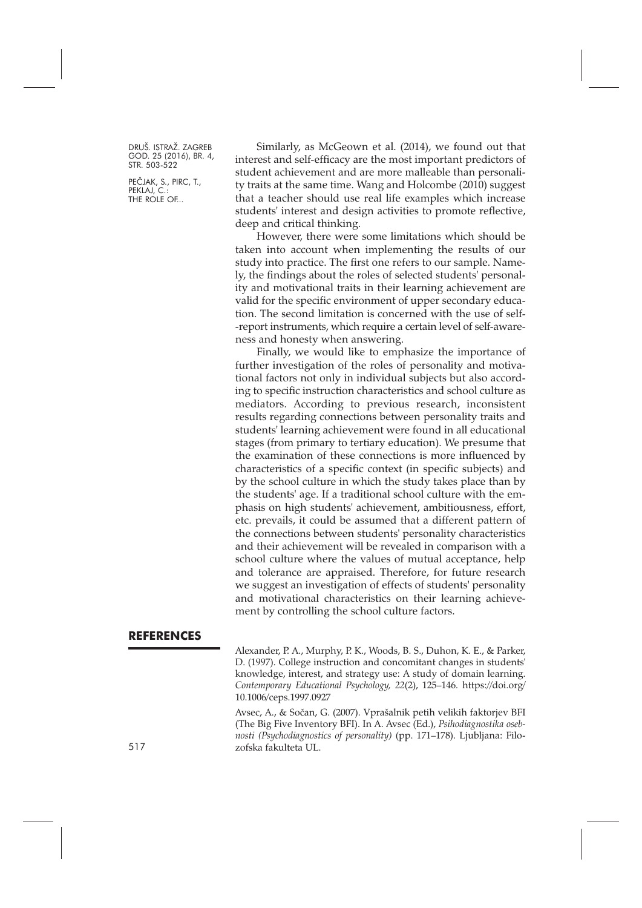Similarly, as McGeown et al. (2014), we found out that interest and self-efficacy are the most important predictors of student achievement and are more malleable than personality traits at the same time. Wang and Holcombe (2010) suggest that a teacher should use real life examples which increase students' interest and design activities to promote reflective, deep and critical thinking.

However, there were some limitations which should be taken into account when implementing the results of our study into practice. The first one refers to our sample. Namely, the findings about the roles of selected students' personality and motivational traits in their learning achievement are valid for the specific environment of upper secondary education. The second limitation is concerned with the use of self-report instruments, which require a certain level of self-awareness and honesty when answering.

Finally, we would like to emphasize the importance of further investigation of the roles of personality and motivational factors not only in individual subjects but also according to specific instruction characteristics and school culture as mediators. According to previous research, inconsistent results regarding connections between personality traits and students' learning achievement were found in all educational stages (from primary to tertiary education). We presume that the examination of these connections is more influenced by characteristics of a specific context (in specific subjects) and by the school culture in which the study takes place than by the students' age. If a traditional school culture with the emphasis on high students' achievement, ambitiousness, effort, etc. prevails, it could be assumed that a different pattern of the connections between students' personality characteristics and their achievement will be revealed in comparison with a school culture where the values of mutual acceptance, help and tolerance are appraised. Therefore, for future research we suggest an investigation of effects of students' personality and motivational characteristics on their learning achievement by controlling the school culture factors.

## REFERENCES

Alexander, P. A., Murphy, P. K., Woods, B. S., Duhon, K. E., & Parker, D. (1997). College instruction and concomitant changes in students' knowledge, interest, and strategy use: A study of domain learning. *Contemporary Educational Psychology, 22*(2), 125–146. https://doi.org/10.1006/ceps.1997.0927

Avsec, A., & Sočan, G. (2007). Vprašalnik petih velikih faktorjev BFI (The Big Five Inventory BFI). In A. Avsec (Ed.), *Psihodiagnostika osebnosti (Psychodiagnostics of personality)* (pp. 171–178). Ljubljana: Filozofska fakulteta UL.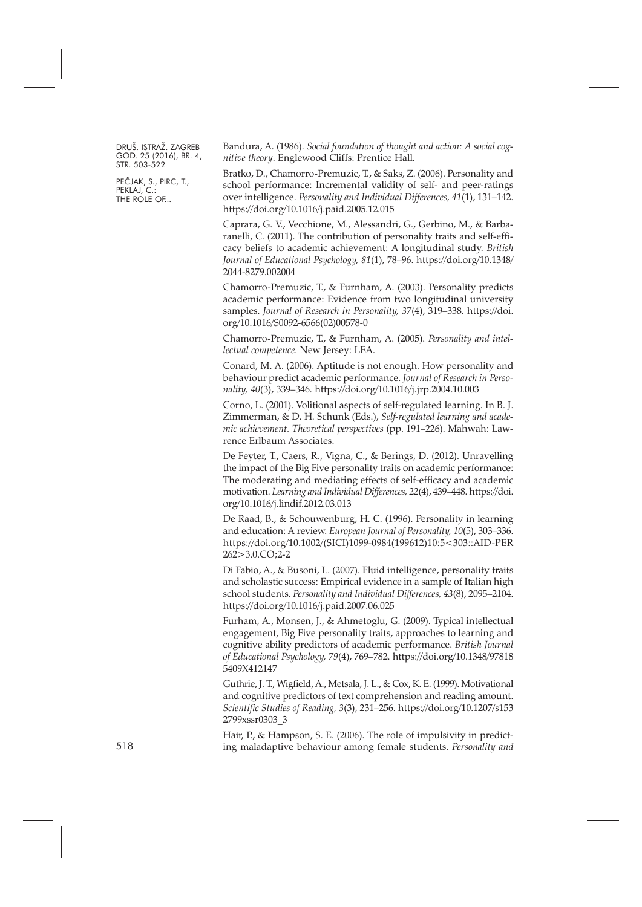Bandura, A. (1986). *Social foundation of thought and action: A social cognitive theory*. Englewood Cliffs: Prentice Hall.

Bratko, D., Chamorro-Premuzic, T., & Saks, Z. (2006). Personality and school performance: Incremental validity of self- and peer-ratings over intelligence. *Personality and Individual Differences, 41*(1), 131–142. https://doi.org/10.1016/j.paid.2005.12.015

Caprara, G. V., Vecchione, M., Alessandri, G., Gerbino, M., & Barbaranelli, C. (2011). The contribution of personality traits and self-efficacy beliefs to academic achievement: A longitudinal study. *British Journal of Educational Psychology, 81*(1), 78–96. https://doi.org/10.1348/2044-8279.002004

Chamorro-Premuzic, T., & Furnham, A. (2003). Personality predicts academic performance: Evidence from two longitudinal university samples. *Journal of Research in Personality, 37*(4), 319–338. https://doi.org/10.1016/S0092-6566(02)00578-0

Chamorro-Premuzic, T., & Furnham, A. (2005). *Personality and intellectual competence*. New Jersey: LEA.

Conard, M. A. (2006). Aptitude is not enough. How personality and behaviour predict academic performance. *Journal of Research in Personality, 40*(3), 339–346. https://doi.org/10.1016/j.jrp.2004.10.003

Corno, L. (2001). Volitional aspects of self-regulated learning. In B. J. Zimmerman, & D. H. Schunk (Eds.), *Self-regulated learning and academic achievement. Theoretical perspectives* (pp. 191–226). Mahwah: Lawrence Erlbaum Associates.

De Feyter, T., Caers, R., Vigna, C., & Berings, D. (2012). Unravelling the impact of the Big Five personality traits on academic performance: The moderating and mediating effects of self-efficacy and academic motivation. *Learning and Individual Differences, 22*(4), 439–448. https://doi.org/10.1016/j.lindif.2012.03.013

De Raad, B., & Schouwenburg, H. C. (1996). Personality in learning and education: A review. *European Journal of Personality, 10*(5), 303–336. https://doi.org/10.1002/(SICI)1099-0984(199612)10:5<303::AID-PER262>3.0.CO;2-2

Di Fabio, A., & Busoni, L. (2007). Fluid intelligence, personality traits and scholastic success: Empirical evidence in a sample of Italian high school students. *Personality and Individual Differences, 43*(8), 2095–2104. https://doi.org/10.1016/j.paid.2007.06.025

Furham, A., Monsen, J., & Ahmetoglu, G. (2009). Typical intellectual engagement, Big Five personality traits, approaches to learning and cognitive ability predictors of academic performance. *British Journal of Educational Psychology, 79*(4), 769–782. https://doi.org/10.1348/978185409X412147

Guthrie, J. T., Wigfield, A., Metsala, J. L., & Cox, K. E. (1999). Motivational and cognitive predictors of text comprehension and reading amount. *Scientific Studies of Reading, 3*(3), 231–256. https://doi.org/10.1207/s1532799xssr0303_3

Hair, P., & Hampson, S. E. (2006). The role of impulsivity in predicting maladaptive behaviour among female students. *Personality and*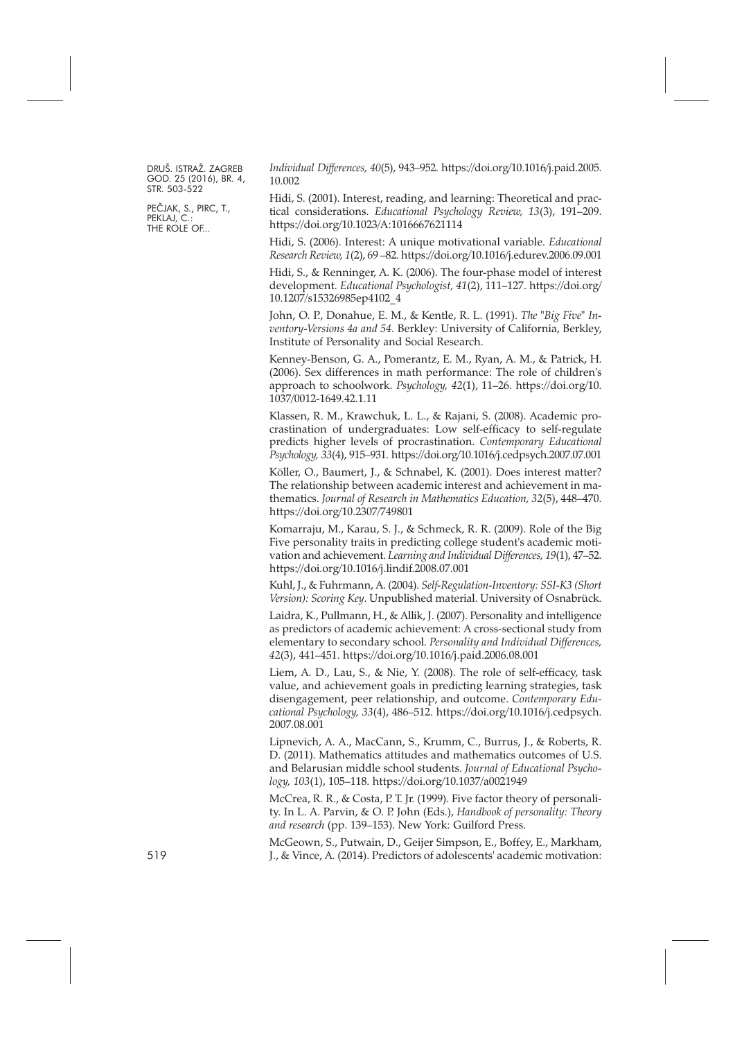*Individual Differences, 40*(5), 943–952. https://doi.org/10.1016/j.paid.2005.10.002

Hidi, S. (2001). Interest, reading, and learning: Theoretical and practical considerations. *Educational Psychology Review, 13*(3), 191–209. https://doi.org/10.1023/A:1016667621114

Hidi, S. (2006). Interest: A unique motivational variable. *Educational Research Review, 1*(2), 69 –82. https://doi.org/10.1016/j.edurev.2006.09.001

Hidi, S., & Renninger, A. K. (2006). The four-phase model of interest development. *Educational Psychologist, 41*(2), 111–127. https://doi.org/10.1207/s15326985ep4102_4

John, O. P., Donahue, E. M., & Kentle, R. L. (1991). *The "Big Five" Inventory-Versions 4a and 54.* Berkley: University of California, Berkley, Institute of Personality and Social Research.

Kenney-Benson, G. A., Pomerantz, E. M., Ryan, A. M., & Patrick, H. (2006). Sex differences in math performance: The role of children's approach to schoolwork. *Psychology, 42*(1), 11–26. https://doi.org/10.1037/0012-1649.42.1.11

Klassen, R. M., Krawchuk, L. L., & Rajani, S. (2008). Academic procrastination of undergraduates: Low self-efficacy to self-regulate predicts higher levels of procrastination. *Contemporary Educational Psychology, 33*(4), 915–931. https://doi.org/10.1016/j.cedpsych.2007.07.001

Köller, O., Baumert, J., & Schnabel, K. (2001). Does interest matter? The relationship between academic interest and achievement in mathematics. *Journal of Research in Mathematics Education, 32*(5), 448–470. https://doi.org/10.2307/749801

Komarraju, M., Karau, S. J., & Schmeck, R. R. (2009). Role of the Big Five personality traits in predicting college student's academic motivation and achievement. *Learning and Individual Differences, 19*(1), 47–52. https://doi.org/10.1016/j.lindif.2008.07.001

Kuhl, J., & Fuhrmann, A. (2004). *Self-Regulation-Inventory: SSI-K3 (Short Version): Scoring Key*. Unpublished material. University of Osnabrück.

Laidra, K., Pullmann, H., & Allik, J. (2007). Personality and intelligence as predictors of academic achievement: A cross-sectional study from elementary to secondary school. *Personality and Individual Differences, 42*(3), 441–451. https://doi.org/10.1016/j.paid.2006.08.001

Liem, A. D., Lau, S., & Nie, Y. (2008). The role of self-efficacy, task value, and achievement goals in predicting learning strategies, task disengagement, peer relationship, and outcome. *Contemporary Educational Psychology, 33*(4), 486–512. https://doi.org/10.1016/j.cedpsych.2007.08.001

Lipnevich, A. A., MacCann, S., Krumm, C., Burrus, J., & Roberts, R. D. (2011). Mathematics attitudes and mathematics outcomes of U.S. and Belarusian middle school students. *Journal of Educational Psychology, 103*(1), 105–118. https://doi.org/10.1037/a0021949

McCrea, R. R., & Costa, P. T. Jr. (1999). Five factor theory of personality. In L. A. Parvin, & O. P. John (Eds.), *Handbook of personality: Theory and research* (pp. 139–153). New York: Guilford Press.

McGeown, S., Putwain, D., Geijer Simpson, E., Boffey, E., Markham, J., & Vince, A. (2014). Predictors of adolescents' academic motivation: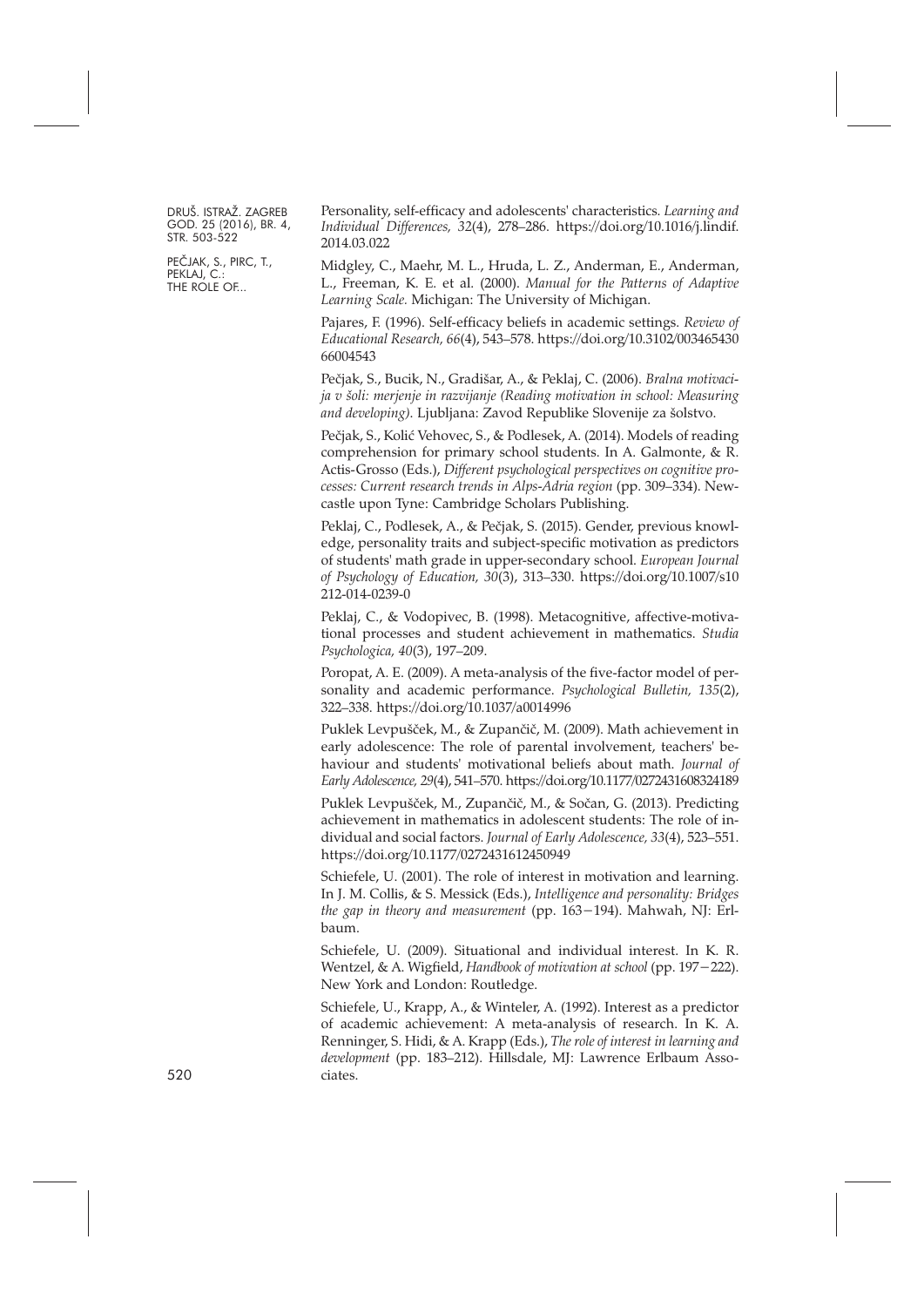Personality, self-efficacy and adolescents' characteristics. *Learning and Individual Differences, 32*(4), 278–286. https://doi.org/10.1016/j.lindif.2014.03.022

Midgley, C., Maehr, M. L., Hruda, L. Z., Anderman, E., Anderman, L., Freeman, K. E. et al. (2000). *Manual for the Patterns of Adaptive Learning Scale.* Michigan: The University of Michigan.

Pajares, F. (1996). Self-efficacy beliefs in academic settings. *Review of Educational Research, 66*(4), 543–578. https://doi.org/10.3102/00346543066004543

Pečjak, S., Bucik, N., Gradišar, A., & Peklaj, C. (2006). *Bralna motivacija v šoli: merjenje in razvijanje (Reading motivation in school: Measuring and developing)*. Ljubljana: Zavod Republike Slovenije za šolstvo.

Pečjak, S., Kolić Vehovec, S., & Podlesek, A. (2014). Models of reading comprehension for primary school students. In A. Galmonte, & R. Actis-Grosso (Eds.), *Different psychological perspectives on cognitive processes: Current research trends in Alps-Adria region* (pp. 309–334). Newcastle upon Tyne: Cambridge Scholars Publishing.

Peklaj, C., Podlesek, A., & Pečjak, S. (2015). Gender, previous knowledge, personality traits and subject-specific motivation as predictors of students' math grade in upper-secondary school. *European Journal of Psychology of Education, 30*(3), 313–330. https://doi.org/10.1007/s10212-014-0239-0

Peklaj, C., & Vodopivec, B. (1998). Metacognitive, affective-motivational processes and student achievement in mathematics. *Studia Psychologica, 40*(3), 197–209.

Poropat, A. E. (2009). A meta-analysis of the five-factor model of personality and academic performance. *Psychological Bulletin, 135*(2), 322–338. https://doi.org/10.1037/a0014996

Puklek Levpušček, M., & Zupančič, M. (2009). Math achievement in early adolescence: The role of parental involvement, teachers' behaviour and students' motivational beliefs about math. *Journal of Early Adolescence, 29*(4), 541–570. https://doi.org/10.1177/0272431608324189

Puklek Levpušček, M., Zupančič, M., & Sočan, G. (2013). Predicting achievement in mathematics in adolescent students: The role of individual and social factors. *Journal of Early Adolescence, 33*(4), 523–551. https://doi.org/10.1177/0272431612450949

Schiefele, U. (2001). The role of interest in motivation and learning. In J. M. Collis, & S. Messick (Eds.), *Intelligence and personality: Bridges the gap in theory and measurement* (pp. 163−194). Mahwah, NJ: Erlbaum.

Schiefele, U. (2009). Situational and individual interest. In K. R. Wentzel, & A. Wigfield, *Handbook of motivation at school* (pp. 197−222). New York and London: Routledge.

Schiefele, U., Krapp, A., & Winteler, A. (1992). Interest as a predictor of academic achievement: A meta-analysis of research. In K. A. Renninger, S. Hidi, & A. Krapp (Eds.), *The role of interest in learning and development* (pp. 183–212). Hillsdale, MJ: Lawrence Erlbaum Associates.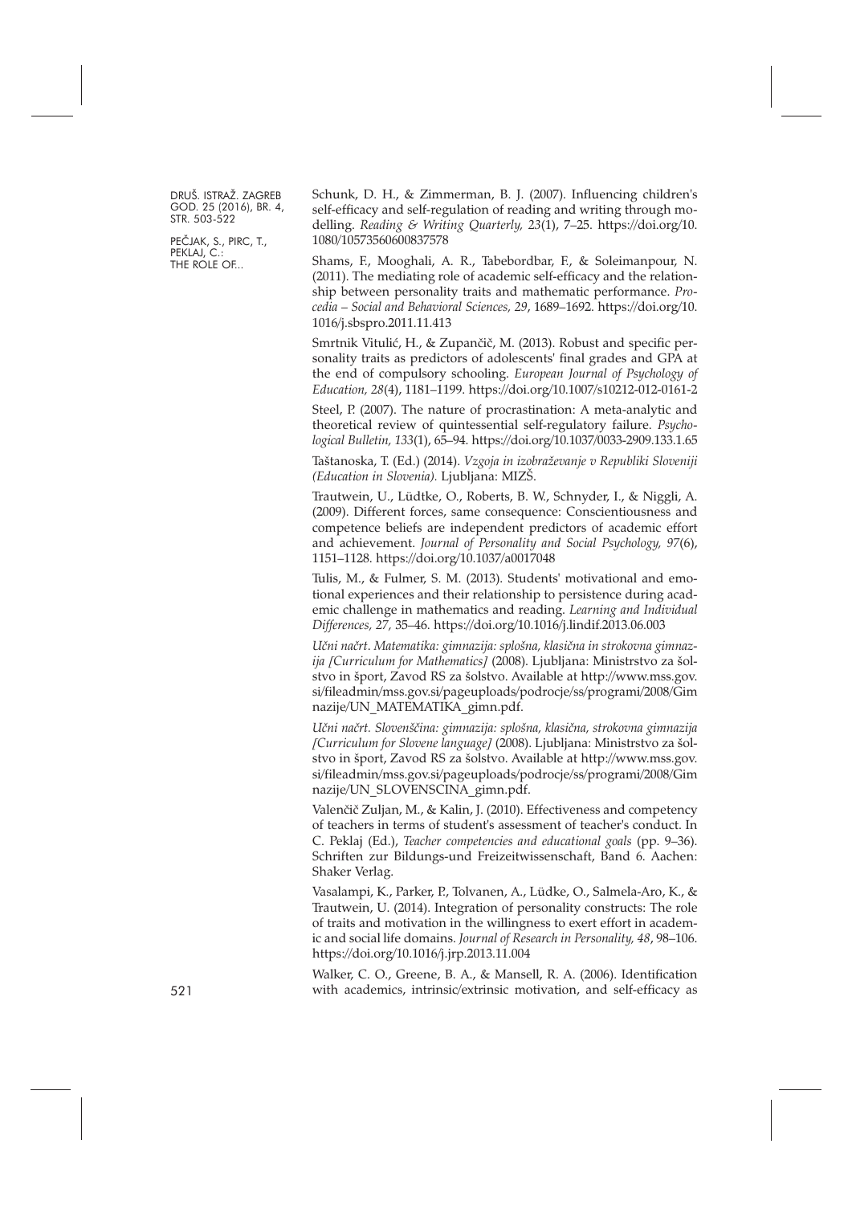Schunk, D. H., & Zimmerman, B. J. (2007). Influencing children's self-efficacy and self-regulation of reading and writing through modelling. *Reading & Writing Quarterly, 23*(1), 7–25. https://doi.org/10.1080/10573560600837578

Shams, F., Mooghali, A. R., Tabebordbar, F., & Soleimanpour, N. (2011). The mediating role of academic self-efficacy and the relationship between personality traits and mathematic performance. *Procedia – Social and Behavioral Sciences, 29*, 1689–1692. https://doi.org/10.1016/j.sbspro.2011.11.413

Smrtnik Vitulić, H., & Zupančič, M. (2013). Robust and specific personality traits as predictors of adolescents' final grades and GPA at the end of compulsory schooling. *European Journal of Psychology of Education, 28*(4), 1181–1199. https://doi.org/10.1007/s10212-012-0161-2

Steel, P. (2007). The nature of procrastination: A meta-analytic and theoretical review of quintessential self-regulatory failure. *Psychological Bulletin, 133*(1), 65–94. https://doi.org/10.1037/0033-2909.133.1.65

Taštanoska, T. (Ed.) (2014). *Vzgoja in izobraževanje v Republiki Sloveniji (Education in Slovenia).* Ljubljana: MIZŠ.

Trautwein, U., Lüdtke, O., Roberts, B. W., Schnyder, I., & Niggli, A. (2009). Different forces, same consequence: Conscientiousness and competence beliefs are independent predictors of academic effort and achievement. *Journal of Personality and Social Psychology, 97*(6), 1151–1128. https://doi.org/10.1037/a0017048

Tulis, M., & Fulmer, S. M. (2013). Students' motivational and emotional experiences and their relationship to persistence during academic challenge in mathematics and reading. *Learning and Individual Differences, 27*, 35–46. https://doi.org/10.1016/j.lindif.2013.06.003

*Učni načrt. Matematika: gimnazija: splošna, klasična in strokovna gimnazija [Curriculum for Mathematics]* (2008). Ljubljana: Ministrstvo za šolstvo in šport, Zavod RS za šolstvo. Available at http://www.mss.gov.si/fileadmin/mss.gov.si/pageuploads/podrocje/ss/programi/2008/Gimnazije/UN_MATEMATIKA_gimn.pdf.

*Učni načrt. Slovenščina: gimnazija: splošna, klasična, strokovna gimnazija [Curriculum for Slovene language]* (2008). Ljubljana: Ministrstvo za šolstvo in šport, Zavod RS za šolstvo. Available at http://www.mss.gov.si/fileadmin/mss.gov.si/pageuploads/podrocje/ss/programi/2008/Gimnazije/UN_SLOVENSCINA_gimn.pdf.

Valenčič Zuljan, M., & Kalin, J. (2010). Effectiveness and competency of teachers in terms of student's assessment of teacher's conduct. In C. Peklaj (Ed.), *Teacher competencies and educational goals* (pp. 9–36). Schriften zur Bildungs-und Freizeitwissenschaft, Band 6. Aachen: Shaker Verlag.

Vasalampi, K., Parker, P., Tolvanen, A., Lüdke, O., Salmela-Aro, K., & Trautwein, U. (2014). Integration of personality constructs: The role of traits and motivation in the willingness to exert effort in academic and social life domains. *Journal of Research in Personality, 48*, 98–106. https://doi.org/10.1016/j.jrp.2013.11.004

Walker, C. O., Greene, B. A., & Mansell, R. A. (2006). Identification with academics, intrinsic/extrinsic motivation, and self-efficacy as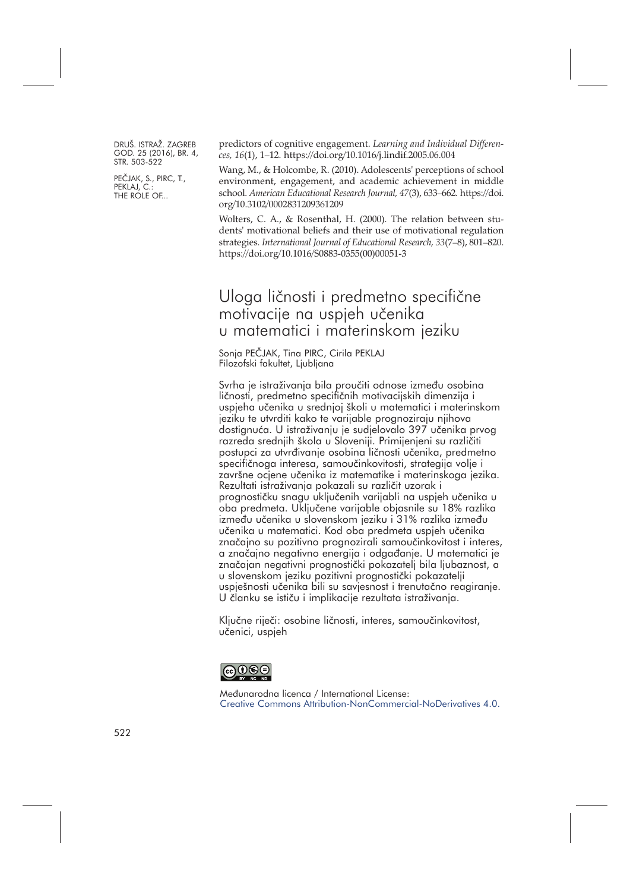predictors of cognitive engagement. *Learning and Individual Differences, 16*(1), 1–12. https://doi.org/10.1016/j.lindif.2005.06.004

Wang, M., & Holcombe, R. (2010). Adolescents' perceptions of school environment, engagement, and academic achievement in middle school. *American Educational Research Journal, 47*(3), 633–662. https://doi.org/10.3102/0002831209361209

Wolters, C. A., & Rosenthal, H. (2000). The relation between students' motivational beliefs and their use of motivational regulation strategies. *International Journal of Educational Research, 33*(7–8), 801–820. https://doi.org/10.1016/S0883-0355(00)00051-3

# Uloga ličnosti i predmetno specifične motivacije na uspjeh učenika u matematici i materinskom jeziku

Sonja PEČJAK, Tina PIRC, Cirila PEKLAJ
Filozofski fakultet, Ljubljana

Svrha je istraživanja bila proučiti odnose između osobina ličnosti, predmetno specifičnih motivacijskih dimenzija i uspjeha učenika u srednjoj školi u matematici i materinskom jeziku te utvrditi kako te varijable prognoziraju njihova dostignuća. U istraživanju je sudjelovalo 397 učenika prvog razreda srednjih škola u Sloveniji. Primijenjeni su različiti postupci za utvrđivanje osobina ličnosti učenika, predmetno specifičnoga interesa, samoučinkovitosti, strategija volje i završne ocjene učenika iz matematike i materinskoga jezika. Rezultati istraživanja pokazali su različit uzorak i prognostičku snagu uključenih varijabli na uspjeh učenika u oba predmeta. Uključene varijable objasnile su 18% razlika između učenika u slovenskom jeziku i 31% razlika između učenika u matematici. Kod oba predmeta uspjeh učenika značajno su pozitivno prognozirali samoučinkovitost i interes, a značajno negativno energija i odgađanje. U matematici je značajan negativni prognostički pokazatelj bila ljubaznost, a u slovenskom jeziku pozitivni prognostički pokazatelji uspješnosti učenika bili su savjesnost i trenutačno reagiranje. U članku se ističu i implikacije rezultata istraživanja.

Ključne riječi: osobine ličnosti, interes, samoučinkovitost, učenici, uspjeh

Međunarodna licenca / International License:
Creative Commons Attribution-NonCommercial-NoDerivatives 4.0.